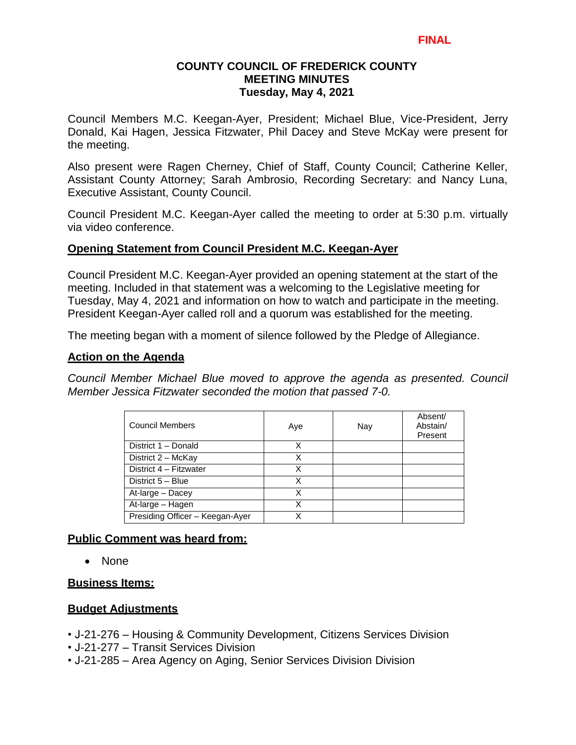**FINAL**

# COUNTY COUNCIL OF FREDERICK COUNTY
## MEETING MINUTES
### Tuesday, May 4, 2021

Council Members M.C. Keegan-Ayer, President; Michael Blue, Vice-President, Jerry Donald, Kai Hagen, Jessica Fitzwater, Phil Dacey and Steve McKay were present for the meeting.

Also present were Ragen Cherney, Chief of Staff, County Council; Catherine Keller, Assistant County Attorney; Sarah Ambrosio, Recording Secretary: and Nancy Luna, Executive Assistant, County Council.

Council President M.C. Keegan-Ayer called the meeting to order at 5:30 p.m. virtually via video conference.

**Opening Statement from Council President M.C. Keegan-Ayer**

Council President M.C. Keegan-Ayer provided an opening statement at the start of the meeting. Included in that statement was a welcoming to the Legislative meeting for Tuesday, May 4, 2021 and information on how to watch and participate in the meeting. President Keegan-Ayer called roll and a quorum was established for the meeting.

The meeting began with a moment of silence followed by the Pledge of Allegiance.

**Action on the Agenda**

*Council Member Michael Blue moved to approve the agenda as presented. Council Member Jessica Fitzwater seconded the motion that passed 7-0.*

| Council Members | Aye | Nay | Absent/ Abstain/ Present |
|---|---|---|---|
| District 1 – Donald | X | | |
| District 2 – McKay | X | | |
| District 4 – Fitzwater | X | | |
| District 5 – Blue | X | | |
| At-large – Dacey | X | | |
| At-large – Hagen | X | | |
| Presiding Officer – Keegan-Ayer | X | | |

**Public Comment was heard from:**

- None

**Business Items:**

**Budget Adjustments**

- J-21-276 – Housing & Community Development, Citizens Services Division
- J-21-277 – Transit Services Division
- J-21-285 – Area Agency on Aging, Senior Services Division Division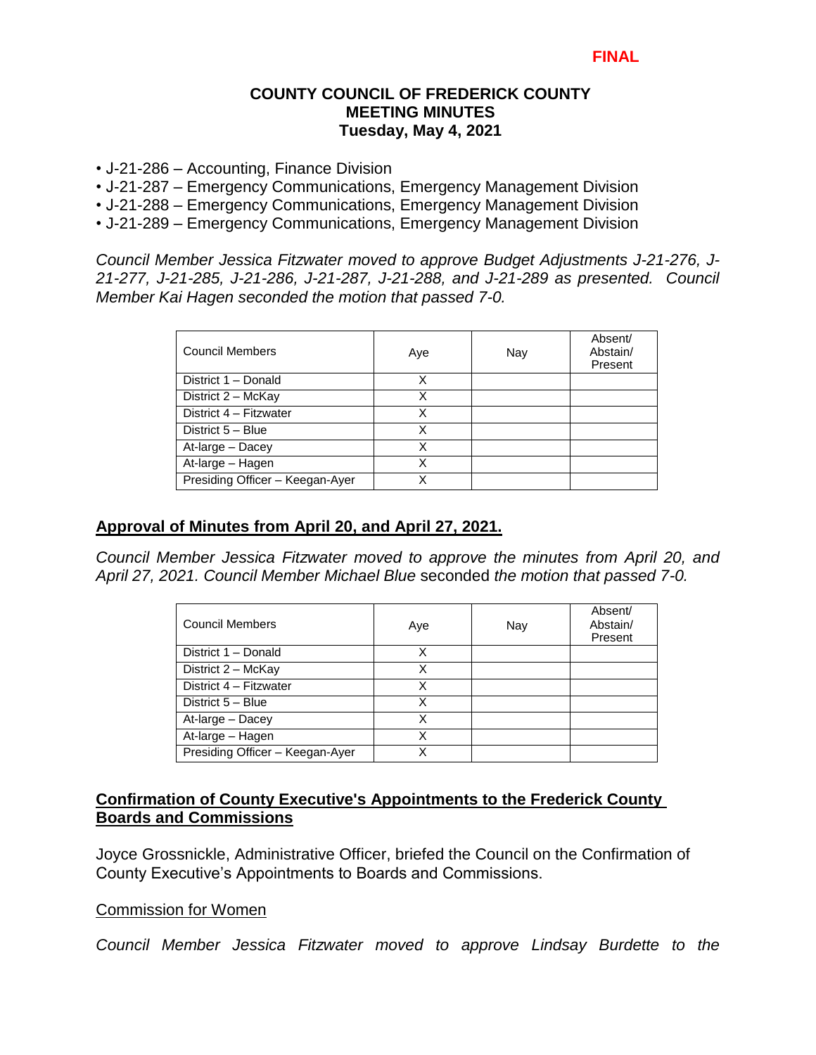- J-21-286 – Accounting, Finance Division
- J-21-287 – Emergency Communications, Emergency Management Division
- J-21-288 – Emergency Communications, Emergency Management Division
- J-21-289 – Emergency Communications, Emergency Management Division

*Council Member Jessica Fitzwater moved to approve Budget Adjustments J-21-276, J-21-277, J-21-285, J-21-286, J-21-287, J-21-288, and J-21-289 as presented. Council Member Kai Hagen seconded the motion that passed 7-0.*

| Council Members | Aye | Nay | Absent/ Abstain/ Present |
|---|---|---|---|
| District 1 – Donald | X | | |
| District 2 – McKay | X | | |
| District 4 – Fitzwater | X | | |
| District 5 – Blue | X | | |
| At-large – Dacey | X | | |
| At-large – Hagen | X | | |
| Presiding Officer – Keegan-Ayer | X | | |

## Approval of Minutes from April 20, and April 27, 2021.

*Council Member Jessica Fitzwater moved to approve the minutes from April 20, and April 27, 2021. Council Member Michael Blue* seconded *the motion that passed 7-0.*

| Council Members | Aye | Nay | Absent/ Abstain/ Present |
|---|---|---|---|
| District 1 – Donald | X | | |
| District 2 – McKay | X | | |
| District 4 – Fitzwater | X | | |
| District 5 – Blue | X | | |
| At-large – Dacey | X | | |
| At-large – Hagen | X | | |
| Presiding Officer – Keegan-Ayer | X | | |

## Confirmation of County Executive's Appointments to the Frederick County Boards and Commissions

Joyce Grossnickle, Administrative Officer, briefed the Council on the Confirmation of County Executive's Appointments to Boards and Commissions.

Commission for Women

*Council Member Jessica Fitzwater moved to approve Lindsay Burdette to the*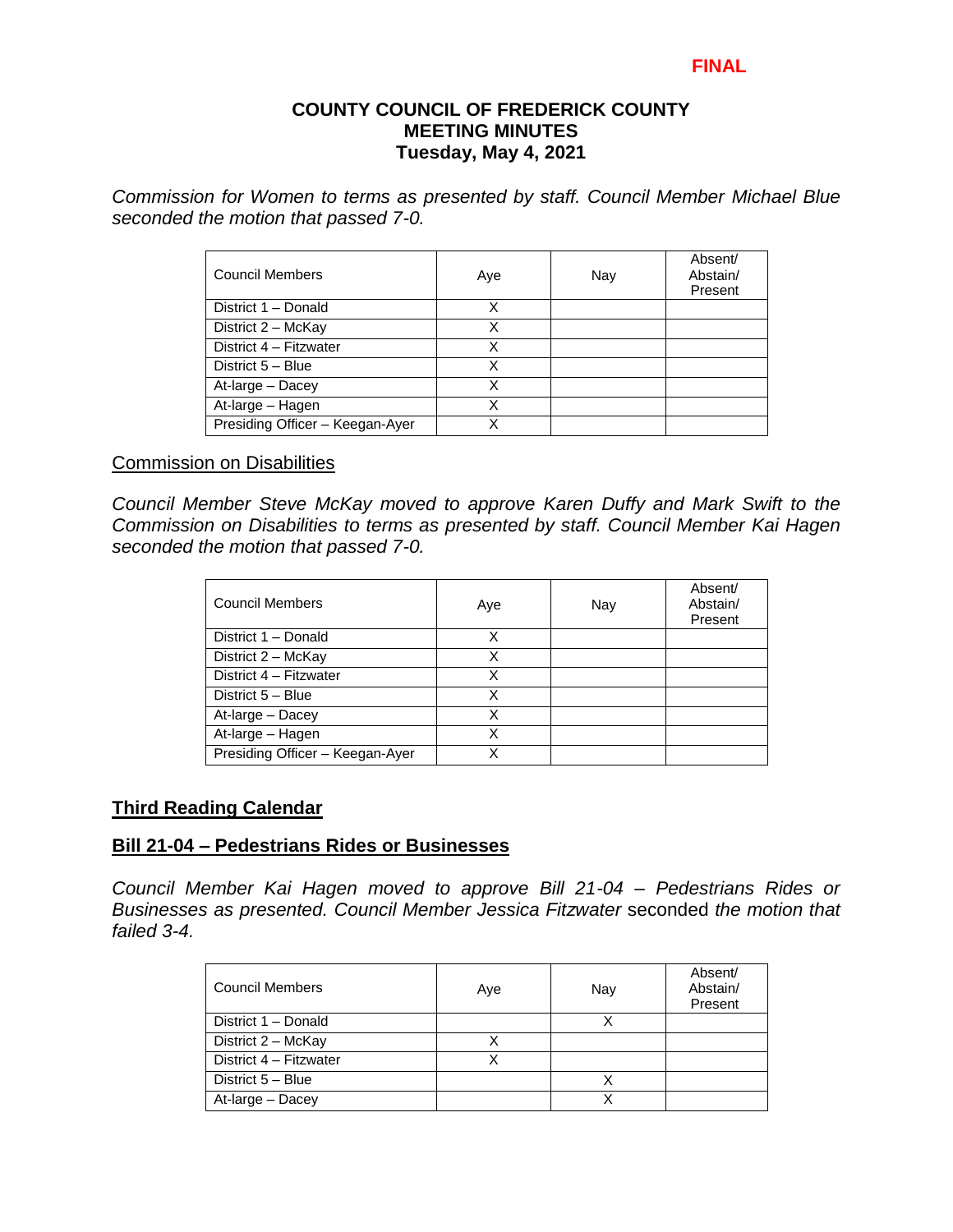**FINAL**

**COUNTY COUNCIL OF FREDERICK COUNTY**
**MEETING MINUTES**
**Tuesday, May 4, 2021**

*Commission for Women to terms as presented by staff. Council Member Michael Blue seconded the motion that passed 7-0.*

| Council Members | Aye | Nay | Absent/ Abstain/ Present |
|---|---|---|---|
| District 1 – Donald | X | | |
| District 2 – McKay | X | | |
| District 4 – Fitzwater | X | | |
| District 5 – Blue | X | | |
| At-large – Dacey | X | | |
| At-large – Hagen | X | | |
| Presiding Officer – Keegan-Ayer | X | | |

Commission on Disabilities

*Council Member Steve McKay moved to approve Karen Duffy and Mark Swift to the Commission on Disabilities to terms as presented by staff. Council Member Kai Hagen seconded the motion that passed 7-0.*

| Council Members | Aye | Nay | Absent/ Abstain/ Present |
|---|---|---|---|
| District 1 – Donald | X | | |
| District 2 – McKay | X | | |
| District 4 – Fitzwater | X | | |
| District 5 – Blue | X | | |
| At-large – Dacey | X | | |
| At-large – Hagen | X | | |
| Presiding Officer – Keegan-Ayer | X | | |

## Third Reading Calendar

## Bill 21-04 – Pedestrians Rides or Businesses

*Council Member Kai Hagen moved to approve Bill 21-04 – Pedestrians Rides or Businesses as presented. Council Member Jessica Fitzwater* seconded *the motion that failed 3-4.*

| Council Members | Aye | Nay | Absent/ Abstain/ Present |
|---|---|---|---|
| District 1 – Donald | | X | |
| District 2 – McKay | X | | |
| District 4 – Fitzwater | X | | |
| District 5 – Blue | | X | |
| At-large – Dacey | | X | |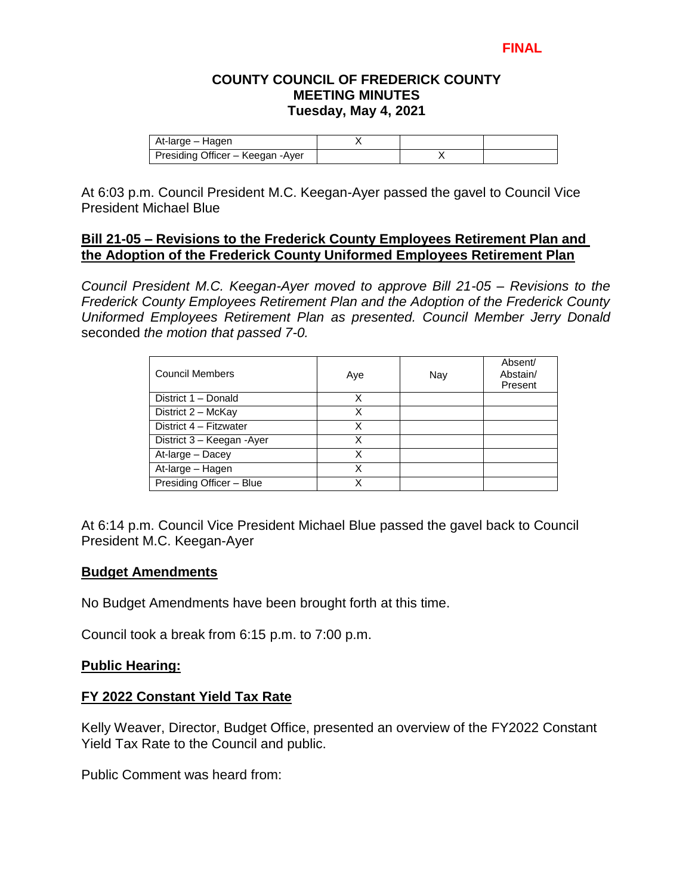**FINAL**

**COUNTY COUNCIL OF FREDERICK COUNTY**
**MEETING MINUTES**
**Tuesday, May 4, 2021**

| | | | |
|---|---|---|---|
| At-large – Hagen | X | | |
| Presiding Officer – Keegan -Ayer | | X | |

At 6:03 p.m. Council President M.C. Keegan-Ayer passed the gavel to Council Vice President Michael Blue

## Bill 21-05 – Revisions to the Frederick County Employees Retirement Plan and the Adoption of the Frederick County Uniformed Employees Retirement Plan

*Council President M.C. Keegan-Ayer moved to approve Bill 21-05 – Revisions to the Frederick County Employees Retirement Plan and the Adoption of the Frederick County Uniformed Employees Retirement Plan as presented. Council Member Jerry Donald* seconded *the motion that passed 7-0.*

| Council Members | Aye | Nay | Absent/ Abstain/ Present |
|---|---|---|---|
| District 1 – Donald | X | | |
| District 2 – McKay | X | | |
| District 4 – Fitzwater | X | | |
| District 3 – Keegan -Ayer | X | | |
| At-large – Dacey | X | | |
| At-large – Hagen | X | | |
| Presiding Officer – Blue | X | | |

At 6:14 p.m. Council Vice President Michael Blue passed the gavel back to Council President M.C. Keegan-Ayer

## Budget Amendments

No Budget Amendments have been brought forth at this time.

Council took a break from 6:15 p.m. to 7:00 p.m.

## Public Hearing:

## FY 2022 Constant Yield Tax Rate

Kelly Weaver, Director, Budget Office, presented an overview of the FY2022 Constant Yield Tax Rate to the Council and public.

Public Comment was heard from: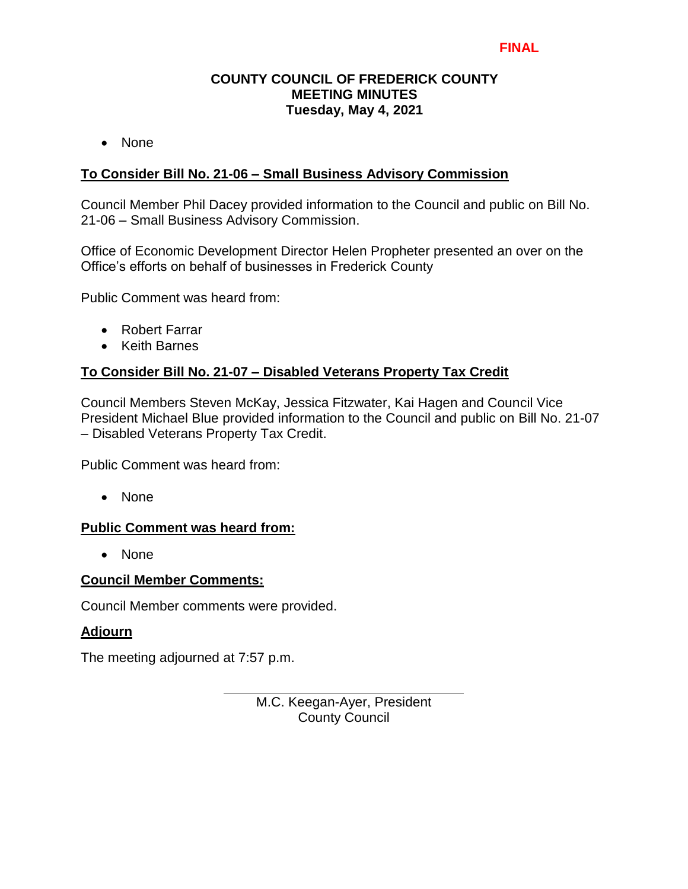**FINAL**

**COUNTY COUNCIL OF FREDERICK COUNTY**
**MEETING MINUTES**
**Tuesday, May 4, 2021**

- None

## To Consider Bill No. 21-06 – Small Business Advisory Commission

Council Member Phil Dacey provided information to the Council and public on Bill No. 21-06 – Small Business Advisory Commission.

Office of Economic Development Director Helen Propheter presented an over on the Office's efforts on behalf of businesses in Frederick County

Public Comment was heard from:

- Robert Farrar
- Keith Barnes

## To Consider Bill No. 21-07 – Disabled Veterans Property Tax Credit

Council Members Steven McKay, Jessica Fitzwater, Kai Hagen and Council Vice President Michael Blue provided information to the Council and public on Bill No. 21-07 – Disabled Veterans Property Tax Credit.

Public Comment was heard from:

- None

## Public Comment was heard from:

- None

## Council Member Comments:

Council Member comments were provided.

## Adjourn

The meeting adjourned at 7:57 p.m.

M.C. Keegan-Ayer, President
County Council